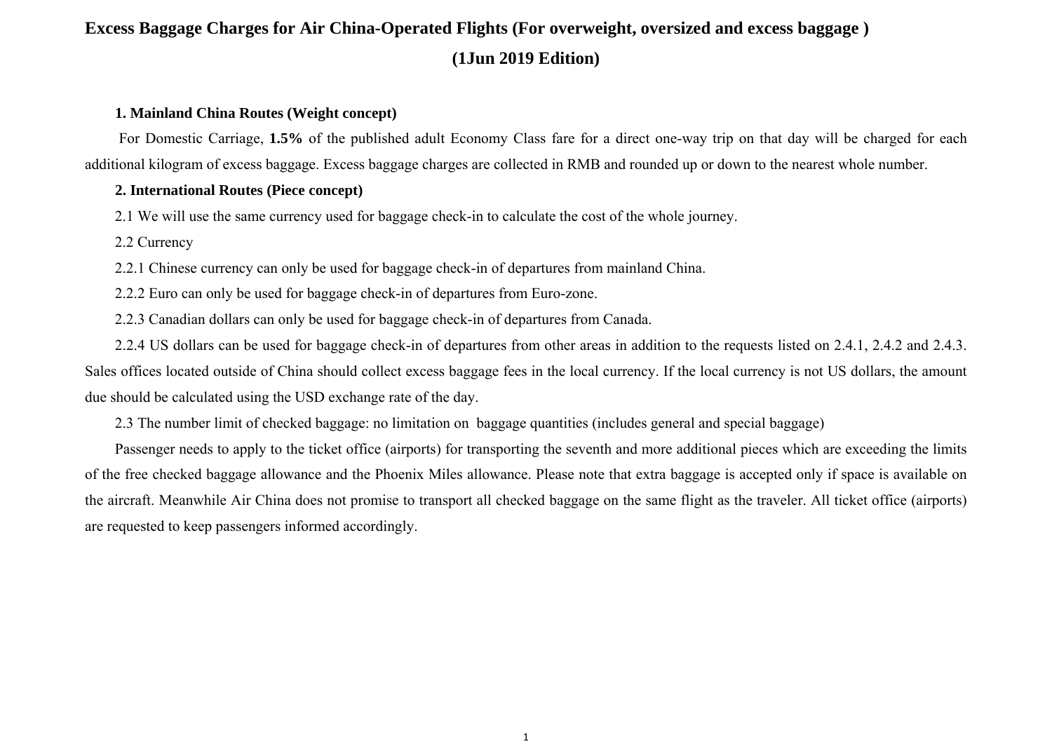# Excess Baggage Charges for Air China-Operated Flights (For overweight, oversized and excess baggage )

## (1Jun 2019 Edition)

### 1. Mainland China Routes (Weight concept)

For Domestic Carriage, **1.5%** of the published adult Economy Class fare for a direct one-way trip on that day will be charged for each additional kilogram of excess baggage. Excess baggage charges are collected in RMB and rounded up or down to the nearest whole number.

### 2. International Routes (Piece concept)

2.1 We will use the same currency used for baggage check-in to calculate the cost of the whole journey.

2.2 Currency

2.2.1 Chinese currency can only be used for baggage check-in of departures from mainland China.

2.2.2 Euro can only be used for baggage check-in of departures from Euro-zone.

2.2.3 Canadian dollars can only be used for baggage check-in of departures from Canada.

2.2.4 US dollars can be used for baggage check-in of departures from other areas in addition to the requests listed on 2.4.1, 2.4.2 and 2.4.3. Sales offices located outside of China should collect excess baggage fees in the local currency. If the local currency is not US dollars, the amount due should be calculated using the USD exchange rate of the day.

2.3 The number limit of checked baggage: no limitation on baggage quantities (includes general and special baggage)

Passenger needs to apply to the ticket office (airports) for transporting the seventh and more additional pieces which are exceeding the limits of the free checked baggage allowance and the Phoenix Miles allowance. Please note that extra baggage is accepted only if space is available on the aircraft. Meanwhile Air China does not promise to transport all checked baggage on the same flight as the traveler. All ticket office (airports) are requested to keep passengers informed accordingly.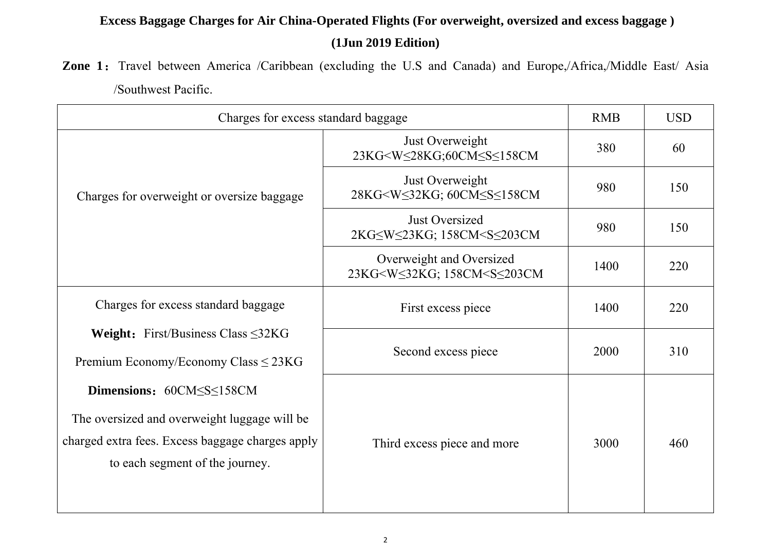**Excess Baggage Charges for Air China-Operated Flights (For overweight, oversized and excess baggage )**

**(1Jun 2019 Edition)**

**Zone 1：** Travel between America /Caribbean (excluding the U.S and Canada) and Europe,/Africa,/Middle East/ Asia /Southwest Pacific.

| Charges for excess standard baggage | | RMB | USD |
|---|---|---|---|
| Charges for overweight or oversize baggage | Just Overweight 23KG<W≤28KG;60CM≤S≤158CM | 380 | 60 |
| | Just Overweight 28KG<W≤32KG; 60CM≤S≤158CM | 980 | 150 |
| | Just Oversized 2KG≤W≤23KG; 158CM<S≤203CM | 980 | 150 |
| | Overweight and Oversized 23KG<W≤32KG; 158CM<S≤203CM | 1400 | 220 |
| Charges for excess standard baggage **Weight：** First/Business Class ≤32KG Premium Economy/Economy Class ≤ 23KG **Dimensions：** 60CM≤S≤158CM The oversized and overweight luggage will be charged extra fees. Excess baggage charges apply to each segment of the journey. | First excess piece | 1400 | 220 |
| | Second excess piece | 2000 | 310 |
| | Third excess piece and more | 3000 | 460 |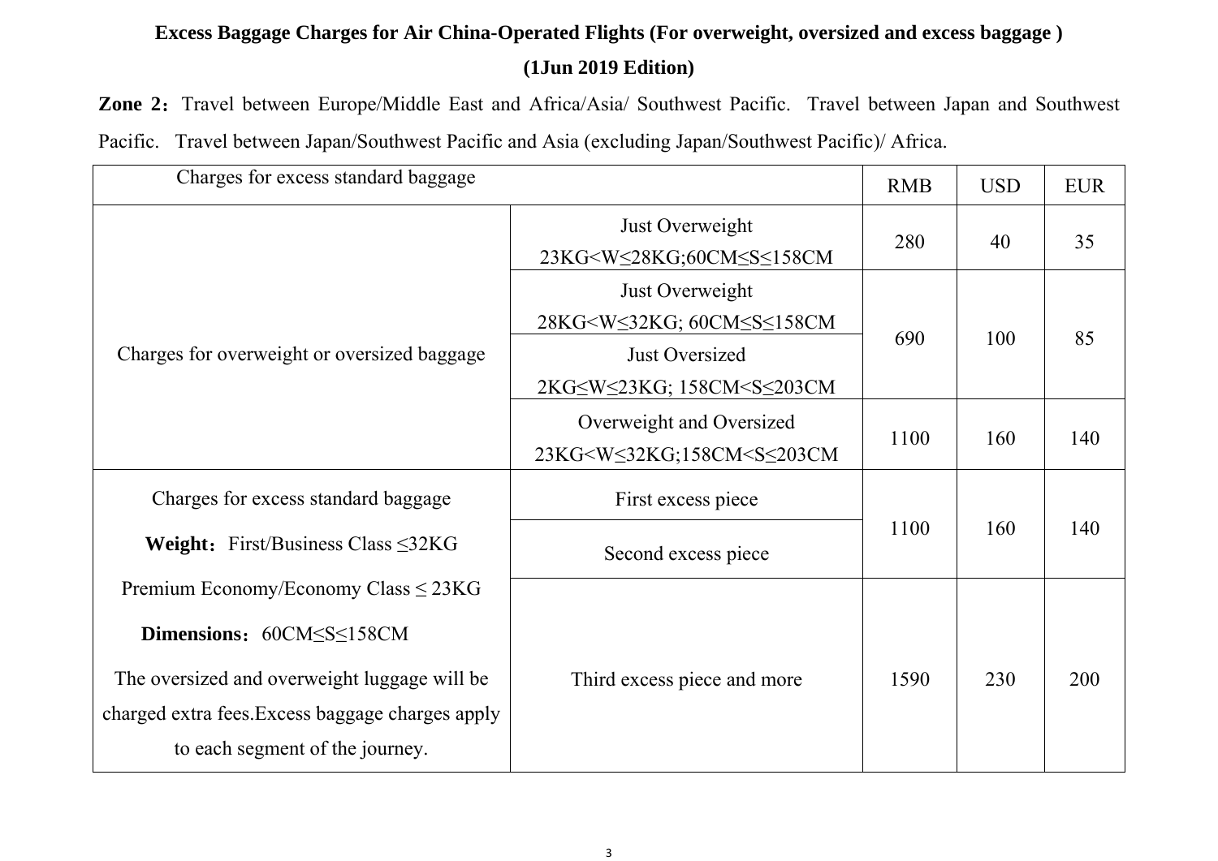**Excess Baggage Charges for Air China-Operated Flights (For overweight, oversized and excess baggage )**

**(1Jun 2019 Edition)**

**Zone 2：** Travel between Europe/Middle East and Africa/Asia/ Southwest Pacific. Travel between Japan and Southwest Pacific. Travel between Japan/Southwest Pacific and Asia (excluding Japan/Southwest Pacific)/ Africa.

| Charges for excess standard baggage | | RMB | USD | EUR |
|---|---|---|---|---|
| Charges for overweight or oversized baggage | Just Overweight 23KG<W≤28KG;60CM≤S≤158CM | 280 | 40 | 35 |
| | Just Overweight 28KG<W≤32KG; 60CM≤S≤158CM | 690 | 100 | 85 |
| | Just Oversized 2KG≤W≤23KG; 158CM<S≤203CM | | | |
| | Overweight and Oversized 23KG<W≤32KG;158CM<S≤203CM | 1100 | 160 | 140 |
| Charges for excess standard baggage **Weight：** First/Business Class ≤32KG Premium Economy/Economy Class ≤ 23KG **Dimensions：** 60CM≤S≤158CM The oversized and overweight luggage will be charged extra fees.Excess baggage charges apply to each segment of the journey. | First excess piece | 1100 | 160 | 140 |
| | Second excess piece | | | |
| | Third excess piece and more | 1590 | 230 | 200 |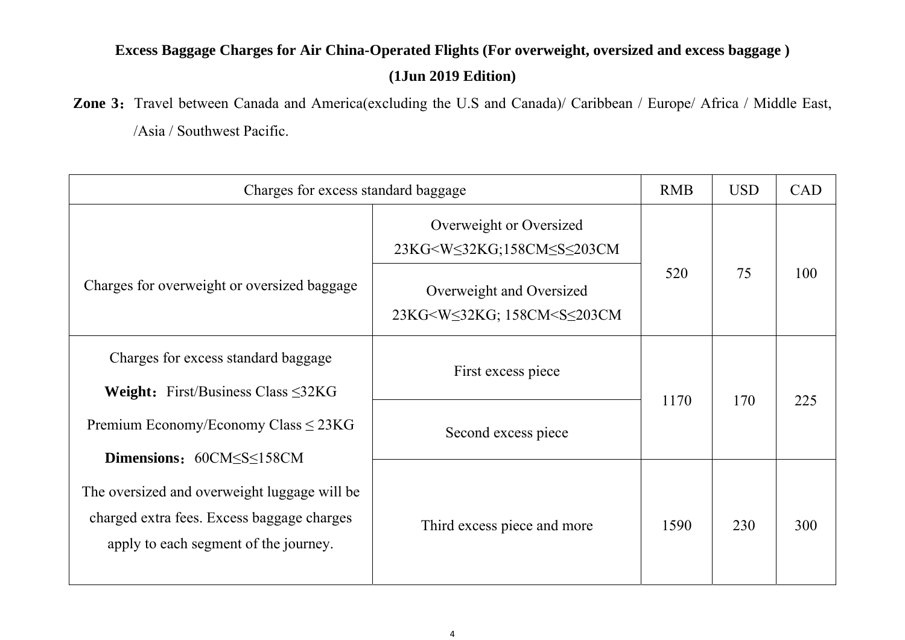**Excess Baggage Charges for Air China-Operated Flights (For overweight, oversized and excess baggage )**

**(1Jun 2019 Edition)**

**Zone 3：** Travel between Canada and America(excluding the U.S and Canada)/ Caribbean / Europe/ Africa / Middle East, /Asia / Southwest Pacific.

| Charges for excess standard baggage | | RMB | USD | CAD |
|---|---|---|---|---|
| Charges for overweight or oversized baggage | Overweight or Oversized 23KG<W≤32KG;158CM≤S≤203CM | 520 | 75 | 100 |
| | Overweight and Oversized 23KG<W≤32KG; 158CM<S≤203CM | | | |
| Charges for excess standard baggage **Weight：** First/Business Class ≤32KG Premium Economy/Economy Class ≤ 23KG **Dimensions：** 60CM≤S≤158CM The oversized and overweight luggage will be charged extra fees. Excess baggage charges apply to each segment of the journey. | First excess piece | 1170 | 170 | 225 |
| | Second excess piece | | | |
| | Third excess piece and more | 1590 | 230 | 300 |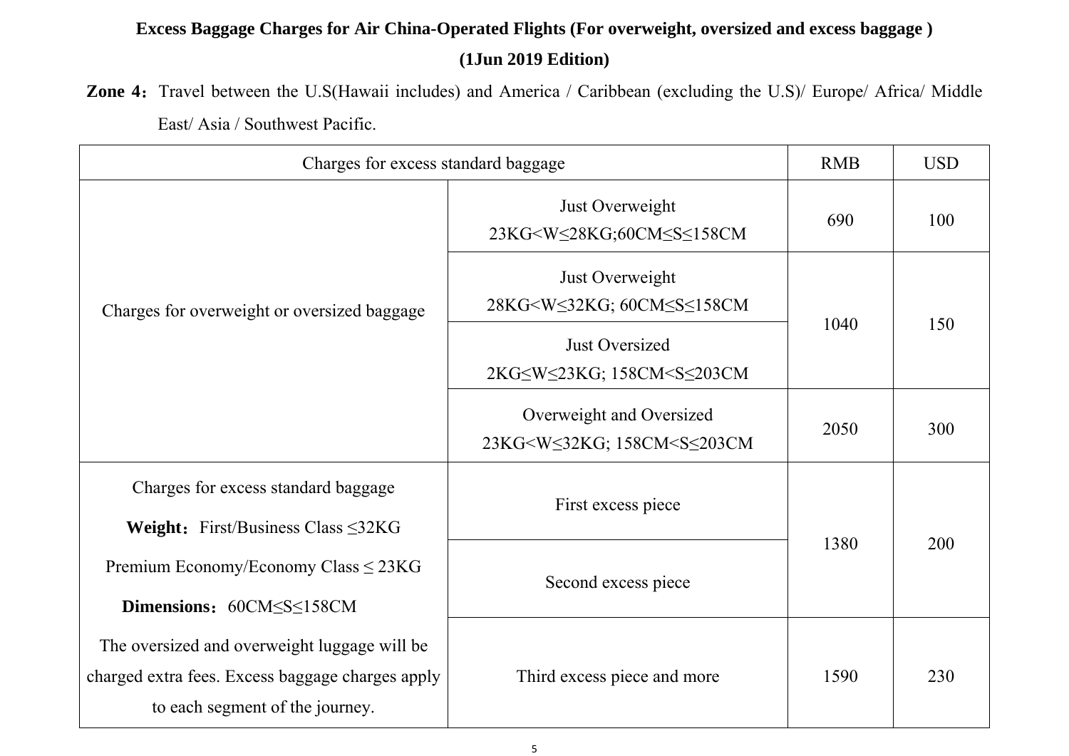**Excess Baggage Charges for Air China-Operated Flights (For overweight, oversized and excess baggage )**

**(1Jun 2019 Edition)**

**Zone 4：** Travel between the U.S(Hawaii includes) and America / Caribbean (excluding the U.S)/ Europe/ Africa/ Middle East/ Asia / Southwest Pacific.

| Charges for excess standard baggage | | RMB | USD |
|---|---|---|---|
| Charges for overweight or oversized baggage | Just Overweight 23KG<W≤28KG;60CM≤S≤158CM | 690 | 100 |
| | Just Overweight 28KG<W≤32KG; 60CM≤S≤158CM | 1040 | 150 |
| | Just Oversized 2KG≤W≤23KG; 158CM<S≤203CM | | |
| | Overweight and Oversized 23KG<W≤32KG; 158CM<S≤203CM | 2050 | 300 |
| Charges for excess standard baggage **Weight：** First/Business Class ≤32KG Premium Economy/Economy Class ≤ 23KG **Dimensions：** 60CM≤S≤158CM The oversized and overweight luggage will be charged extra fees. Excess baggage charges apply to each segment of the journey. | First excess piece | 1380 | 200 |
| | Second excess piece | | |
| | Third excess piece and more | 1590 | 230 |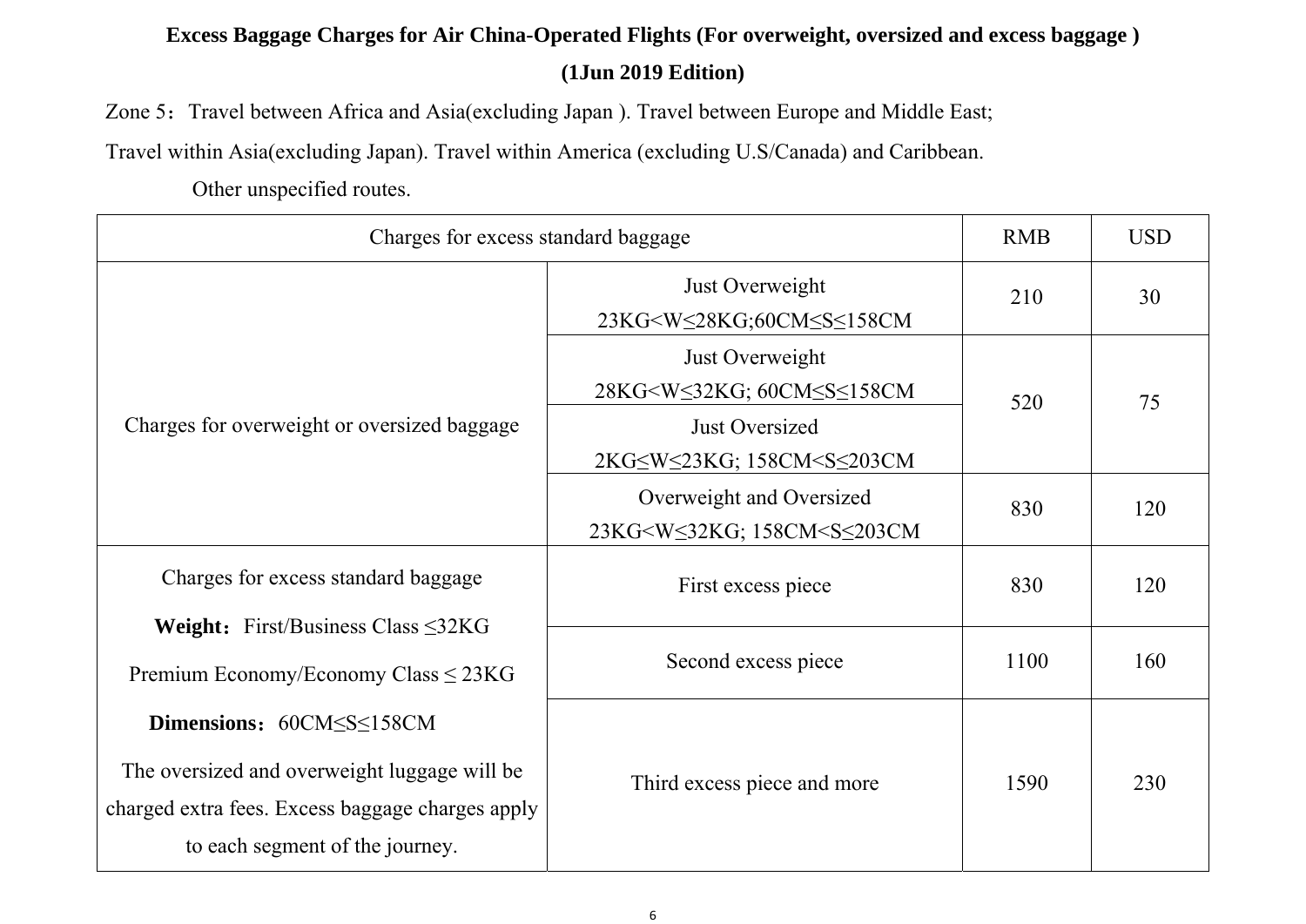**Excess Baggage Charges for Air China-Operated Flights (For overweight, oversized and excess baggage )**

**(1Jun 2019 Edition)**

Zone 5：Travel between Africa and Asia(excluding Japan ). Travel between Europe and Middle East; Travel within Asia(excluding Japan). Travel within America (excluding U.S/Canada) and Caribbean. Other unspecified routes.

| Charges for excess standard baggage | | RMB | USD |
|---|---|---|---|
| Charges for overweight or oversized baggage | Just Overweight 23KG<W≤28KG;60CM≤S≤158CM | 210 | 30 |
| | Just Overweight 28KG<W≤32KG; 60CM≤S≤158CM | 520 | 75 |
| | Just Oversized 2KG≤W≤23KG; 158CM<S≤203CM | | |
| | Overweight and Oversized 23KG<W≤32KG; 158CM<S≤203CM | 830 | 120 |
| Charges for excess standard baggage **Weight**：First/Business Class ≤32KG Premium Economy/Economy Class ≤ 23KG **Dimensions**：60CM≤S≤158CM The oversized and overweight luggage will be charged extra fees. Excess baggage charges apply to each segment of the journey. | First excess piece | 830 | 120 |
| | Second excess piece | 1100 | 160 |
| | Third excess piece and more | 1590 | 230 |